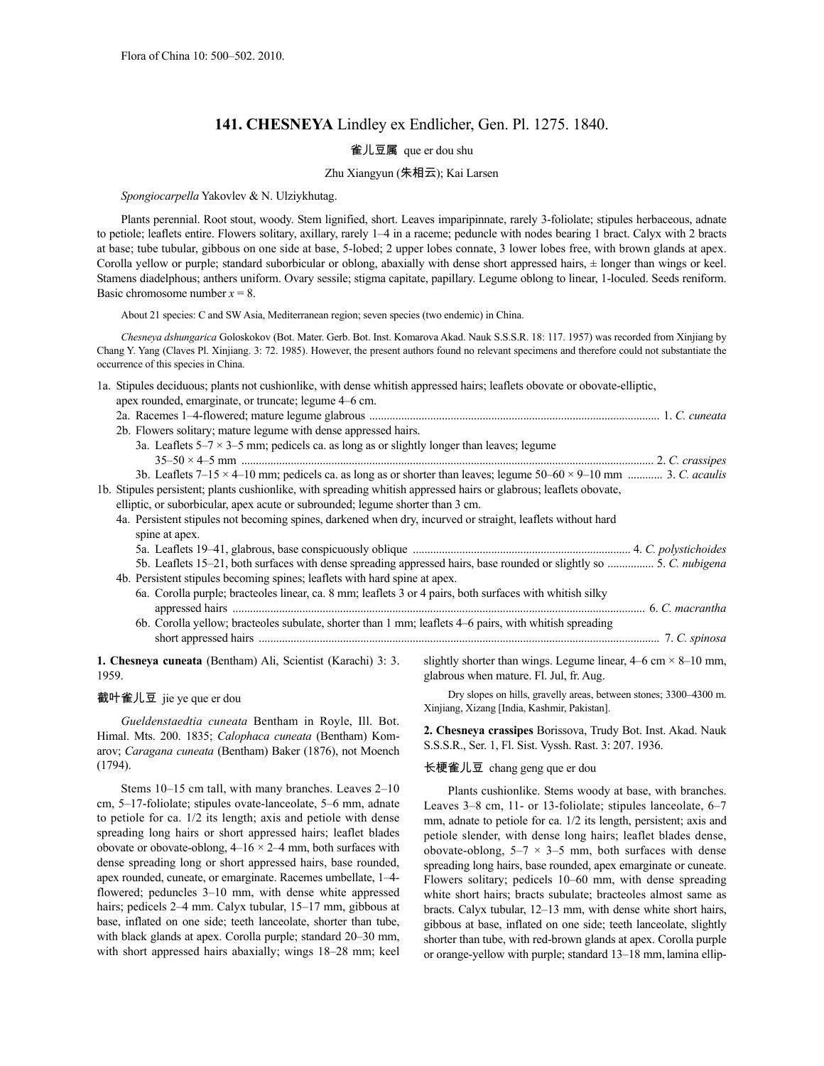Flora of China 10: 500–502. 2010.

# 141. CHESNEYA Lindley ex Endlicher, Gen. Pl. 1275. 1840.

雀儿豆属 que er dou shu

Zhu Xiangyun (朱相云); Kai Larsen

*Spongiocarpella* Yakovlev & N. Ulziykhutag.

Plants perennial. Root stout, woody. Stem lignified, short. Leaves imparipinnate, rarely 3-foliolate; stipules herbaceous, adnate to petiole; leaflets entire. Flowers solitary, axillary, rarely 1–4 in a raceme; peduncle with nodes bearing 1 bract. Calyx with 2 bracts at base; tube tubular, gibbous on one side at base, 5-lobed; 2 upper lobes connate, 3 lower lobes free, with brown glands at apex. Corolla yellow or purple; standard suborbicular or oblong, abaxially with dense short appressed hairs, ± longer than wings or keel. Stamens diadelphous; anthers uniform. Ovary sessile; stigma capitate, papillary. Legume oblong to linear, 1-loculed. Seeds reniform. Basic chromosome number $x = 8$.

About 21 species: C and SW Asia, Mediterranean region; seven species (two endemic) in China.

*Chesneya dshungarica* Goloskokov (Bot. Mater. Gerb. Bot. Inst. Komarova Akad. Nauk S.S.S.R. 18: 117. 1957) was recorded from Xinjiang by Chang Y. Yang (Claves Pl. Xinjiang. 3: 72. 1985). However, the present authors found no relevant specimens and therefore could not substantiate the occurrence of this species in China.

1a. Stipules deciduous; plants not cushionlike, with dense whitish appressed hairs; leaflets obovate or obovate-elliptic, apex rounded, emarginate, or truncate; legume 4–6 cm.
 2a. Racemes 1–4-flowered; mature legume glabrous .................... 1. *C. cuneata*
 2b. Flowers solitary; mature legume with dense appressed hairs.
  3a. Leaflets 5–7 × 3–5 mm; pedicels ca. as long as or slightly longer than leaves; legume 35–50 × 4–5 mm .................... 2. *C. crassipes*
  3b. Leaflets 7–15 × 4–10 mm; pedicels ca. as long as or shorter than leaves; legume 50–60 × 9–10 mm .................... 3. *C. acaulis*
1b. Stipules persistent; plants cushionlike, with spreading whitish appressed hairs or glabrous; leaflets obovate, elliptic, or suborbicular, apex acute or subrounded; legume shorter than 3 cm.
 4a. Persistent stipules not becoming spines, darkened when dry, incurved or straight, leaflets without hard spine at apex.
  5a. Leaflets 19–41, glabrous, base conspicuously oblique .................... 4. *C. polystichoides*
  5b. Leaflets 15–21, both surfaces with dense spreading appressed hairs, base rounded or slightly so .................... 5. *C. nubigena*
 4b. Persistent stipules becoming spines; leaflets with hard spine at apex.
  6a. Corolla purple; bracteoles linear, ca. 8 mm; leaflets 3 or 4 pairs, both surfaces with whitish silky appressed hairs .................... 6. *C. macrantha*
  6b. Corolla yellow; bracteoles subulate, shorter than 1 mm; leaflets 4–6 pairs, with whitish spreading short appressed hairs .................... 7. *C. spinosa*

**1. Chesneya cuneata** (Bentham) Ali, Scientist (Karachi) 3: 3. 1959.

截叶雀儿豆 jie ye que er dou

*Gueldenstaedtia cuneata* Bentham in Royle, Ill. Bot. Himal. Mts. 200. 1835; *Calophaca cuneata* (Bentham) Komarov; *Caragana cuneata* (Bentham) Baker (1876), not Moench (1794).

Stems 10–15 cm tall, with many branches. Leaves 2–10 cm, 5–17-foliolate; stipules ovate-lanceolate, 5–6 mm, adnate to petiole for ca. 1/2 its length; axis and petiole with dense spreading long hairs or short appressed hairs; leaflet blades obovate or obovate-oblong, 4–16 × 2–4 mm, both surfaces with dense spreading long or short appressed hairs, base rounded, apex rounded, cuneate, or emarginate. Racemes umbellate, 1–4-flowered; peduncles 3–10 mm, with dense white appressed hairs; pedicels 2–4 mm. Calyx tubular, 15–17 mm, gibbous at base, inflated on one side; teeth lanceolate, shorter than tube, with black glands at apex. Corolla purple; standard 20–30 mm, with short appressed hairs abaxially; wings 18–28 mm; keel slightly shorter than wings. Legume linear, 4–6 cm × 8–10 mm, glabrous when mature. Fl. Jul, fr. Aug.

Dry slopes on hills, gravelly areas, between stones; 3300–4300 m. Xinjiang, Xizang [India, Kashmir, Pakistan].

**2. Chesneya crassipes** Borissova, Trudy Bot. Inst. Akad. Nauk S.S.S.R., Ser. 1, Fl. Sist. Vyssh. Rast. 3: 207. 1936.

长梗雀儿豆 chang geng que er dou

Plants cushionlike. Stems woody at base, with branches. Leaves 3–8 cm, 11- or 13-foliolate; stipules lanceolate, 6–7 mm, adnate to petiole for ca. 1/2 its length, persistent; axis and petiole slender, with dense long hairs; leaflet blades dense, obovate-oblong, 5–7 × 3–5 mm, both surfaces with dense spreading long hairs, base rounded, apex emarginate or cuneate. Flowers solitary; pedicels 10–60 mm, with dense spreading white short hairs; bracts subulate; bracteoles almost same as bracts. Calyx tubular, 12–13 mm, with dense white short hairs, gibbous at base, inflated on one side; teeth lanceolate, slightly shorter than tube, with red-brown glands at apex. Corolla purple or orange-yellow with purple; standard 13–18 mm, lamina ellip-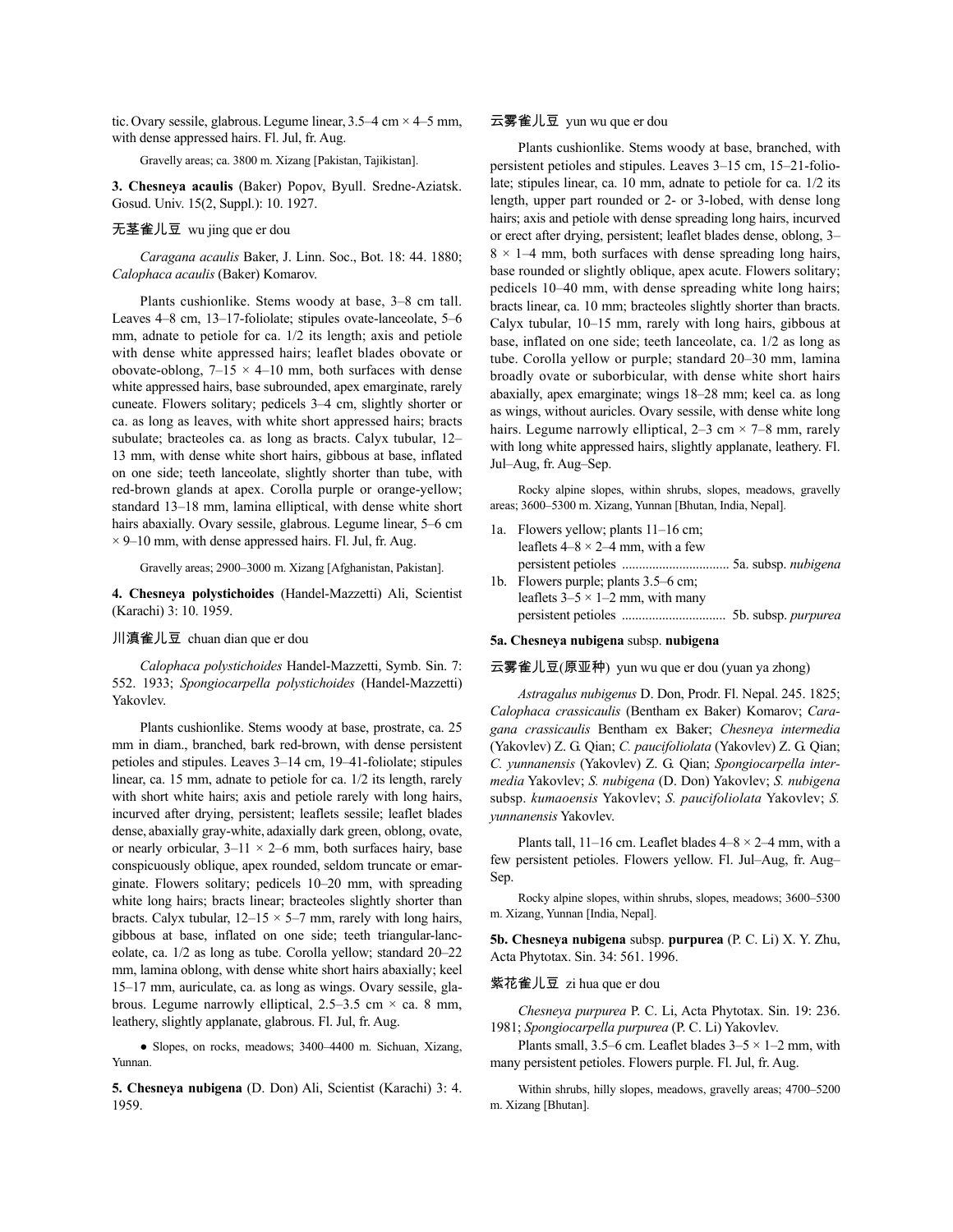tic. Ovary sessile, glabrous. Legume linear, 3.5–4 cm × 4–5 mm, with dense appressed hairs. Fl. Jul, fr. Aug.

Gravelly areas; ca. 3800 m. Xizang [Pakistan, Tajikistan].

**3. Chesneya acaulis** (Baker) Popov, Byull. Sredne-Aziatsk. Gosud. Univ. 15(2, Suppl.): 10. 1927.

无茎雀儿豆 wu jing que er dou

*Caragana acaulis* Baker, J. Linn. Soc., Bot. 18: 44. 1880; *Calophaca acaulis* (Baker) Komarov.

Plants cushionlike. Stems woody at base, 3–8 cm tall. Leaves 4–8 cm, 13–17-foliolate; stipules ovate-lanceolate, 5–6 mm, adnate to petiole for ca. 1/2 its length; axis and petiole with dense white appressed hairs; leaflet blades obovate or obovate-oblong, 7–15 × 4–10 mm, both surfaces with dense white appressed hairs, base subrounded, apex emarginate, rarely cuneate. Flowers solitary; pedicels 3–4 cm, slightly shorter or ca. as long as leaves, with white short appressed hairs; bracts subulate; bracteoles ca. as long as bracts. Calyx tubular, 12–13 mm, with dense white short hairs, gibbous at base, inflated on one side; teeth lanceolate, slightly shorter than tube, with red-brown glands at apex. Corolla purple or orange-yellow; standard 13–18 mm, lamina elliptical, with dense white short hairs abaxially. Ovary sessile, glabrous. Legume linear, 5–6 cm × 9–10 mm, with dense appressed hairs. Fl. Jul, fr. Aug.

Gravelly areas; 2900–3000 m. Xizang [Afghanistan, Pakistan].

**4. Chesneya polystichoides** (Handel-Mazzetti) Ali, Scientist (Karachi) 3: 10. 1959.

川滇雀儿豆 chuan dian que er dou

*Calophaca polystichoides* Handel-Mazzetti, Symb. Sin. 7: 552. 1933; *Spongiocarpella polystichoides* (Handel-Mazzetti) Yakovlev.

Plants cushionlike. Stems woody at base, prostrate, ca. 25 mm in diam., branched, bark red-brown, with dense persistent petioles and stipules. Leaves 3–14 cm, 19–41-foliolate; stipules linear, ca. 15 mm, adnate to petiole for ca. 1/2 its length, rarely with short white hairs; axis and petiole rarely with long hairs, incurved after drying, persistent; leaflets sessile; leaflet blades dense, abaxially gray-white, adaxially dark green, oblong, ovate, or nearly orbicular, 3–11 × 2–6 mm, both surfaces hairy, base conspicuously oblique, apex rounded, seldom truncate or emarginate. Flowers solitary; pedicels 10–20 mm, with spreading white long hairs; bracts linear; bracteoles slightly shorter than bracts. Calyx tubular, 12–15 × 5–7 mm, rarely with long hairs, gibbous at base, inflated on one side; teeth triangular-lanceolate, ca. 1/2 as long as tube. Corolla yellow; standard 20–22 mm, lamina oblong, with dense white short hairs abaxially; keel 15–17 mm, auriculate, ca. as long as wings. Ovary sessile, glabrous. Legume narrowly elliptical, 2.5–3.5 cm × ca. 8 mm, leathery, slightly applanate, glabrous. Fl. Jul, fr. Aug.

● Slopes, on rocks, meadows; 3400–4400 m. Sichuan, Xizang, Yunnan.

**5. Chesneya nubigena** (D. Don) Ali, Scientist (Karachi) 3: 4. 1959.

云雾雀儿豆 yun wu que er dou

Plants cushionlike. Stems woody at base, branched, with persistent petioles and stipules. Leaves 3–15 cm, 15–21-foliolate; stipules linear, ca. 10 mm, adnate to petiole for ca. 1/2 its length, upper part rounded or 2- or 3-lobed, with dense long hairs; axis and petiole with dense spreading long hairs, incurved or erect after drying, persistent; leaflet blades dense, oblong, 3–8 × 1–4 mm, both surfaces with dense spreading long hairs, base rounded or slightly oblique, apex acute. Flowers solitary; pedicels 10–40 mm, with dense spreading white long hairs; bracts linear, ca. 10 mm; bracteoles slightly shorter than bracts. Calyx tubular, 10–15 mm, rarely with long hairs, gibbous at base, inflated on one side; teeth lanceolate, ca. 1/2 as long as tube. Corolla yellow or purple; standard 20–30 mm, lamina broadly ovate or suborbicular, with dense white short hairs abaxially, apex emarginate; wings 18–28 mm; keel ca. as long as wings, without auricles. Ovary sessile, with dense white long hairs. Legume narrowly elliptical, 2–3 cm × 7–8 mm, rarely with long white appressed hairs, slightly applanate, leathery. Fl. Jul–Aug, fr. Aug–Sep.

Rocky alpine slopes, within shrubs, slopes, meadows, gravelly areas; 3600–5300 m. Xizang, Yunnan [Bhutan, India, Nepal].

1a. Flowers yellow; plants 11–16 cm; leaflets 4–8 × 2–4 mm, with a few persistent petioles ................................ 5a. subsp. *nubigena*
1b. Flowers purple; plants 3.5–6 cm; leaflets 3–5 × 1–2 mm, with many persistent petioles ............................... 5b. subsp. *purpurea*

**5a. Chesneya nubigena** subsp. **nubigena**

云雾雀儿豆(原亚种) yun wu que er dou (yuan ya zhong)

*Astragalus nubigenus* D. Don, Prodr. Fl. Nepal. 245. 1825; *Calophaca crassicaulis* (Bentham ex Baker) Komarov; *Caragana crassicaulis* Bentham ex Baker; *Chesneya intermedia* (Yakovlev) Z. G. Qian; *C. paucifoliolata* (Yakovlev) Z. G. Qian; *C. yunnanensis* (Yakovlev) Z. G. Qian; *Spongiocarpella intermedia* Yakovlev; *S. nubigena* (D. Don) Yakovlev; *S. nubigena* subsp. *kumaoensis* Yakovlev; *S. paucifoliolata* Yakovlev; *S. yunnanensis* Yakovlev.

Plants tall, 11–16 cm. Leaflet blades 4–8 × 2–4 mm, with a few persistent petioles. Flowers yellow. Fl. Jul–Aug, fr. Aug–Sep.

Rocky alpine slopes, within shrubs, slopes, meadows; 3600–5300 m. Xizang, Yunnan [India, Nepal].

**5b. Chesneya nubigena** subsp. **purpurea** (P. C. Li) X. Y. Zhu, Acta Phytotax. Sin. 34: 561. 1996.

紫花雀儿豆 zi hua que er dou

*Chesneya purpurea* P. C. Li, Acta Phytotax. Sin. 19: 236. 1981; *Spongiocarpella purpurea* (P. C. Li) Yakovlev.

Plants small, 3.5–6 cm. Leaflet blades 3–5 × 1–2 mm, with many persistent petioles. Flowers purple. Fl. Jul, fr. Aug.

Within shrubs, hilly slopes, meadows, gravelly areas; 4700–5200 m. Xizang [Bhutan].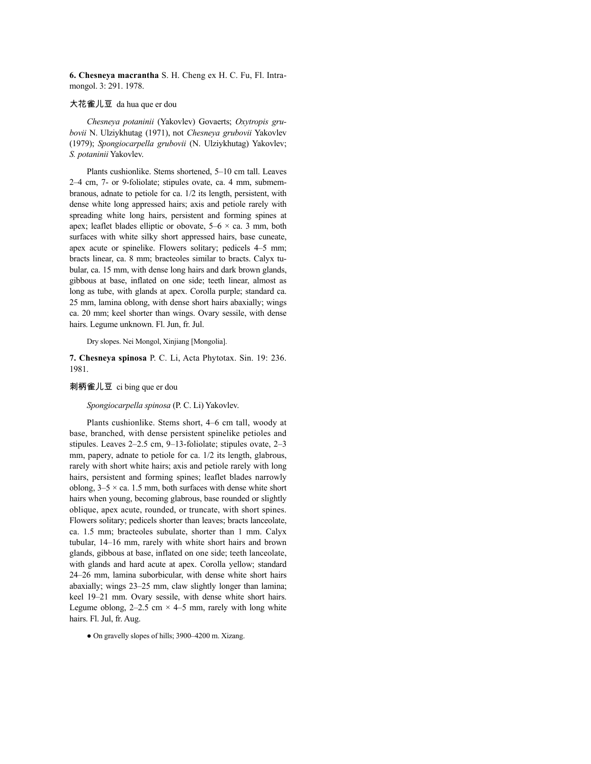**6. Chesneya macrantha** S. H. Cheng ex H. C. Fu, Fl. Intramongol. 3: 291. 1978.

大花雀儿豆 da hua que er dou

*Chesneya potaninii* (Yakovlev) Govaerts; *Oxytropis grubovii* N. Ulziykhutag (1971), not *Chesneya grubovii* Yakovlev (1979); *Spongiocarpella grubovii* (N. Ulziykhutag) Yakovlev; *S. potaninii* Yakovlev.

Plants cushionlike. Stems shortened, 5–10 cm tall. Leaves 2–4 cm, 7- or 9-foliolate; stipules ovate, ca. 4 mm, submembranous, adnate to petiole for ca. 1/2 its length, persistent, with dense white long appressed hairs; axis and petiole rarely with spreading white long hairs, persistent and forming spines at apex; leaflet blades elliptic or obovate, 5–6 × ca. 3 mm, both surfaces with white silky short appressed hairs, base cuneate, apex acute or spinelike. Flowers solitary; pedicels 4–5 mm; bracts linear, ca. 8 mm; bracteoles similar to bracts. Calyx tubular, ca. 15 mm, with dense long hairs and dark brown glands, gibbous at base, inflated on one side; teeth linear, almost as long as tube, with glands at apex. Corolla purple; standard ca. 25 mm, lamina oblong, with dense short hairs abaxially; wings ca. 20 mm; keel shorter than wings. Ovary sessile, with dense hairs. Legume unknown. Fl. Jun, fr. Jul.

Dry slopes. Nei Mongol, Xinjiang [Mongolia].

**7. Chesneya spinosa** P. C. Li, Acta Phytotax. Sin. 19: 236. 1981.

刺柄雀儿豆 ci bing que er dou

*Spongiocarpella spinosa* (P. C. Li) Yakovlev.

Plants cushionlike. Stems short, 4–6 cm tall, woody at base, branched, with dense persistent spinelike petioles and stipules. Leaves 2–2.5 cm, 9–13-foliolate; stipules ovate, 2–3 mm, papery, adnate to petiole for ca. 1/2 its length, glabrous, rarely with short white hairs; axis and petiole rarely with long hairs, persistent and forming spines; leaflet blades narrowly oblong, 3–5 × ca. 1.5 mm, both surfaces with dense white short hairs when young, becoming glabrous, base rounded or slightly oblique, apex acute, rounded, or truncate, with short spines. Flowers solitary; pedicels shorter than leaves; bracts lanceolate, ca. 1.5 mm; bracteoles subulate, shorter than 1 mm. Calyx tubular, 14–16 mm, rarely with white short hairs and brown glands, gibbous at base, inflated on one side; teeth lanceolate, with glands and hard acute at apex. Corolla yellow; standard 24–26 mm, lamina suborbicular, with dense white short hairs abaxially; wings 23–25 mm, claw slightly longer than lamina; keel 19–21 mm. Ovary sessile, with dense white short hairs. Legume oblong, 2–2.5 cm × 4–5 mm, rarely with long white hairs. Fl. Jul, fr. Aug.

● On gravelly slopes of hills; 3900–4200 m. Xizang.